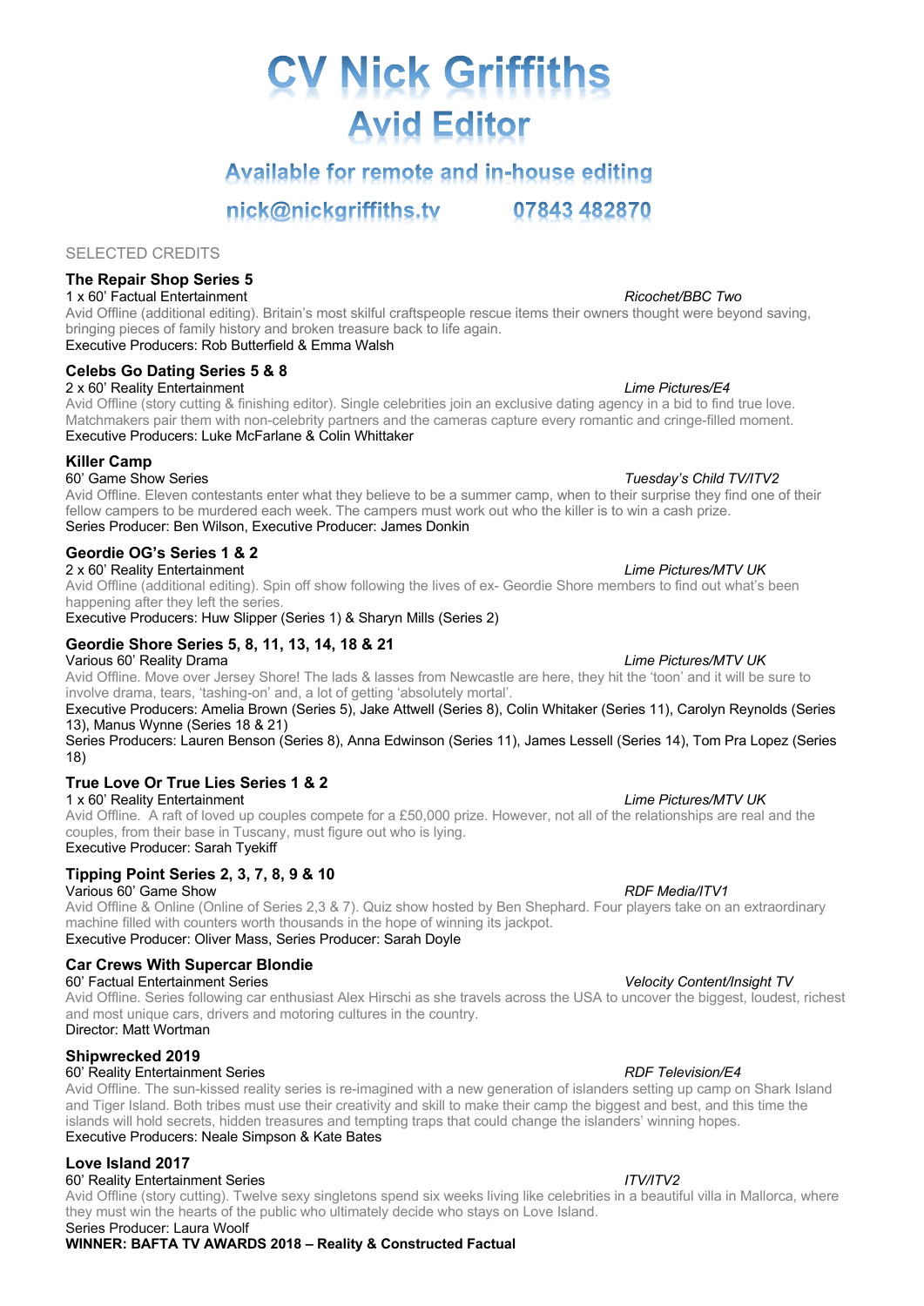# CV Nick Griffiths

## Avid Editor

### Available for remote and in-house editing

### nick@nickgriffiths.tv 07843 482870

SELECTED CREDITS

**The Repair Shop Series 5**
1 x 60' Factual Entertainment *Ricochet/BBC Two*
Avid Offline (additional editing). Britain's most skilful craftspeople rescue items their owners thought were beyond saving, bringing pieces of family history and broken treasure back to life again.
Executive Producers: Rob Butterfield & Emma Walsh

**Celebs Go Dating Series 5 & 8**
2 x 60' Reality Entertainment *Lime Pictures/E4*
Avid Offline (story cutting & finishing editor). Single celebrities join an exclusive dating agency in a bid to find true love. Matchmakers pair them with non-celebrity partners and the cameras capture every romantic and cringe-filled moment.
Executive Producers: Luke McFarlane & Colin Whittaker

**Killer Camp**
60' Game Show Series *Tuesday's Child TV/ITV2*
Avid Offline. Eleven contestants enter what they believe to be a summer camp, when to their surprise they find one of their fellow campers to be murdered each week. The campers must work out who the killer is to win a cash prize.
Series Producer: Ben Wilson, Executive Producer: James Donkin

**Geordie OG's Series 1 & 2**
2 x 60' Reality Entertainment *Lime Pictures/MTV UK*
Avid Offline (additional editing). Spin off show following the lives of ex- Geordie Shore members to find out what's been happening after they left the series.
Executive Producers: Huw Slipper (Series 1) & Sharyn Mills (Series 2)

**Geordie Shore Series 5, 8, 11, 13, 14, 18 & 21**
Various 60' Reality Drama *Lime Pictures/MTV UK*
Avid Offline. Move over Jersey Shore! The lads & lasses from Newcastle are here, they hit the 'toon' and it will be sure to involve drama, tears, 'tashing-on' and, a lot of getting 'absolutely mortal'.
Executive Producers: Amelia Brown (Series 5), Jake Attwell (Series 8), Colin Whitaker (Series 11), Carolyn Reynolds (Series 13), Manus Wynne (Series 18 & 21)
Series Producers: Lauren Benson (Series 8), Anna Edwinson (Series 11), James Lessell (Series 14), Tom Pra Lopez (Series 18)

**True Love Or True Lies Series 1 & 2**
1 x 60' Reality Entertainment *Lime Pictures/MTV UK*
Avid Offline. A raft of loved up couples compete for a £50,000 prize. However, not all of the relationships are real and the couples, from their base in Tuscany, must figure out who is lying.
Executive Producer: Sarah Tyekiff

**Tipping Point Series 2, 3, 7, 8, 9 & 10**
Various 60' Game Show *RDF Media/ITV1*
Avid Offline & Online (Online of Series 2,3 & 7). Quiz show hosted by Ben Shephard. Four players take on an extraordinary machine filled with counters worth thousands in the hope of winning its jackpot.
Executive Producer: Oliver Mass, Series Producer: Sarah Doyle

**Car Crews With Supercar Blondie**
60' Factual Entertainment Series *Velocity Content/Insight TV*
Avid Offline. Series following car enthusiast Alex Hirschi as she travels across the USA to uncover the biggest, loudest, richest and most unique cars, drivers and motoring cultures in the country.
Director: Matt Wortman

**Shipwrecked 2019**
60' Reality Entertainment Series *RDF Television/E4*
Avid Offline. The sun-kissed reality series is re-imagined with a new generation of islanders setting up camp on Shark Island and Tiger Island. Both tribes must use their creativity and skill to make their camp the biggest and best, and this time the islands will hold secrets, hidden treasures and tempting traps that could change the islanders' winning hopes.
Executive Producers: Neale Simpson & Kate Bates

**Love Island 2017**
60' Reality Entertainment Series *ITV/ITV2*
Avid Offline (story cutting). Twelve sexy singletons spend six weeks living like celebrities in a beautiful villa in Mallorca, where they must win the hearts of the public who ultimately decide who stays on Love Island.
Series Producer: Laura Woolf
**WINNER: BAFTA TV AWARDS 2018 – Reality & Constructed Factual**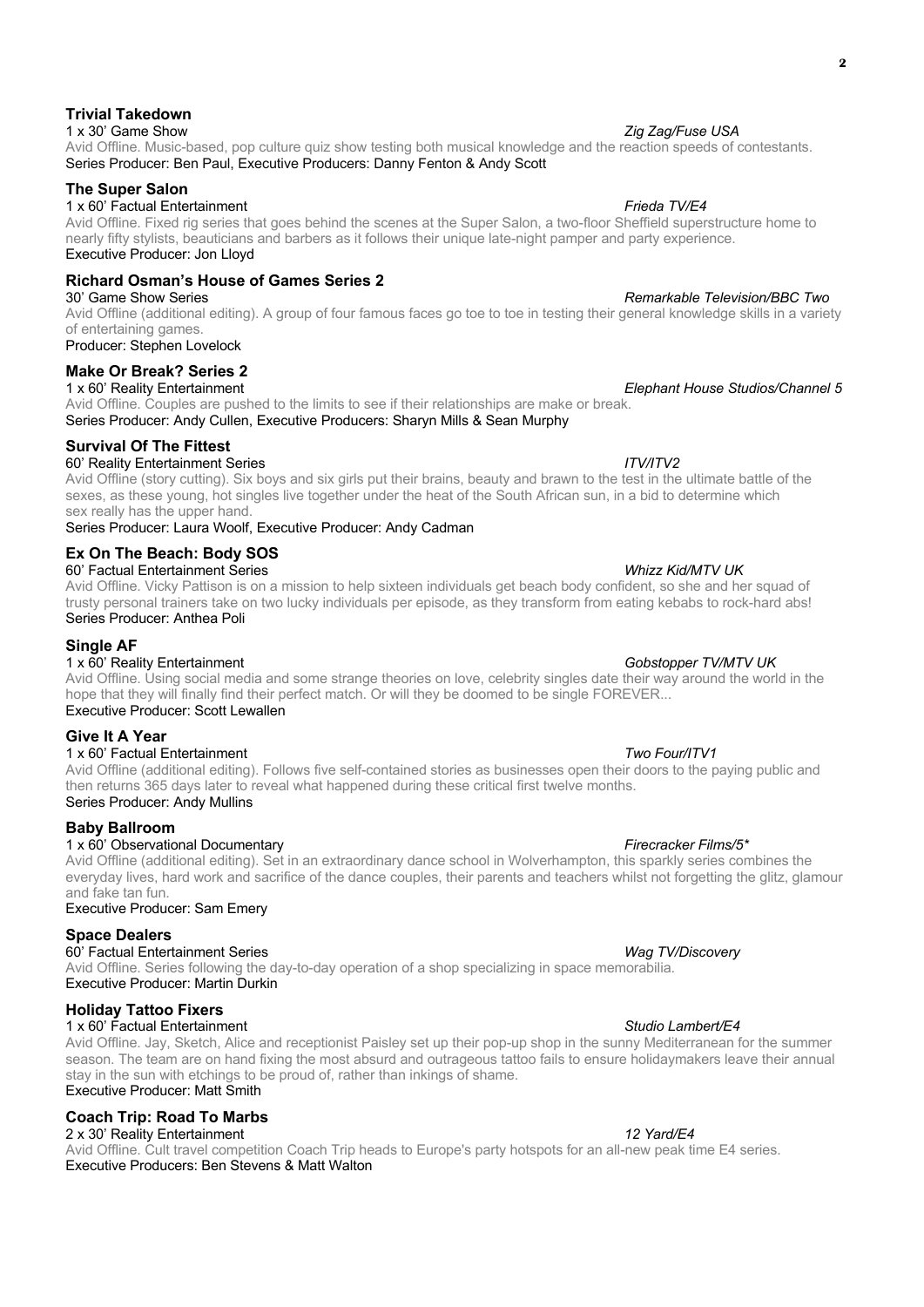### Trivial Takedown

1 x 30' Game Show *Zig Zag/Fuse USA*

Avid Offline. Music-based, pop culture quiz show testing both musical knowledge and the reaction speeds of contestants.
Series Producer: Ben Paul, Executive Producers: Danny Fenton & Andy Scott

### The Super Salon

1 x 60' Factual Entertainment *Frieda TV/E4*

Avid Offline. Fixed rig series that goes behind the scenes at the Super Salon, a two-floor Sheffield superstructure home to nearly fifty stylists, beauticians and barbers as it follows their unique late-night pamper and party experience.
Executive Producer: Jon Lloyd

### Richard Osman's House of Games Series 2

30' Game Show Series *Remarkable Television/BBC Two*

Avid Offline (additional editing). A group of four famous faces go toe to toe in testing their general knowledge skills in a variety of entertaining games.
Producer: Stephen Lovelock

### Make Or Break? Series 2

1 x 60' Reality Entertainment *Elephant House Studios/Channel 5*

Avid Offline. Couples are pushed to the limits to see if their relationships are make or break.
Series Producer: Andy Cullen, Executive Producers: Sharyn Mills & Sean Murphy

### Survival Of The Fittest

60' Reality Entertainment Series *ITV/ITV2*

Avid Offline (story cutting). Six boys and six girls put their brains, beauty and brawn to the test in the ultimate battle of the sexes, as these young, hot singles live together under the heat of the South African sun, in a bid to determine which sex really has the upper hand.
Series Producer: Laura Woolf, Executive Producer: Andy Cadman

### Ex On The Beach: Body SOS

60' Factual Entertainment Series *Whizz Kid/MTV UK*

Avid Offline. Vicky Pattison is on a mission to help sixteen individuals get beach body confident, so she and her squad of trusty personal trainers take on two lucky individuals per episode, as they transform from eating kebabs to rock-hard abs!
Series Producer: Anthea Poli

### Single AF

1 x 60' Reality Entertainment *Gobstopper TV/MTV UK*

Avid Offline. Using social media and some strange theories on love, celebrity singles date their way around the world in the hope that they will finally find their perfect match. Or will they be doomed to be single FOREVER...
Executive Producer: Scott Lewallen

### Give It A Year

1 x 60' Factual Entertainment *Two Four/ITV1*

Avid Offline (additional editing). Follows five self-contained stories as businesses open their doors to the paying public and then returns 365 days later to reveal what happened during these critical first twelve months.
Series Producer: Andy Mullins

### Baby Ballroom

1 x 60' Observational Documentary *Firecracker Films/5**

Avid Offline (additional editing). Set in an extraordinary dance school in Wolverhampton, this sparkly series combines the everyday lives, hard work and sacrifice of the dance couples, their parents and teachers whilst not forgetting the glitz, glamour and fake tan fun.
Executive Producer: Sam Emery

### Space Dealers

60' Factual Entertainment Series *Wag TV/Discovery*

Avid Offline. Series following the day-to-day operation of a shop specializing in space memorabilia.
Executive Producer: Martin Durkin

### Holiday Tattoo Fixers

1 x 60' Factual Entertainment *Studio Lambert/E4*

Avid Offline. Jay, Sketch, Alice and receptionist Paisley set up their pop-up shop in the sunny Mediterranean for the summer season. The team are on hand fixing the most absurd and outrageous tattoo fails to ensure holidaymakers leave their annual stay in the sun with etchings to be proud of, rather than inkings of shame.
Executive Producer: Matt Smith

### Coach Trip: Road To Marbs

2 x 30' Reality Entertainment *12 Yard/E4*

Avid Offline. Cult travel competition Coach Trip heads to Europe's party hotspots for an all-new peak time E4 series.
Executive Producers: Ben Stevens & Matt Walton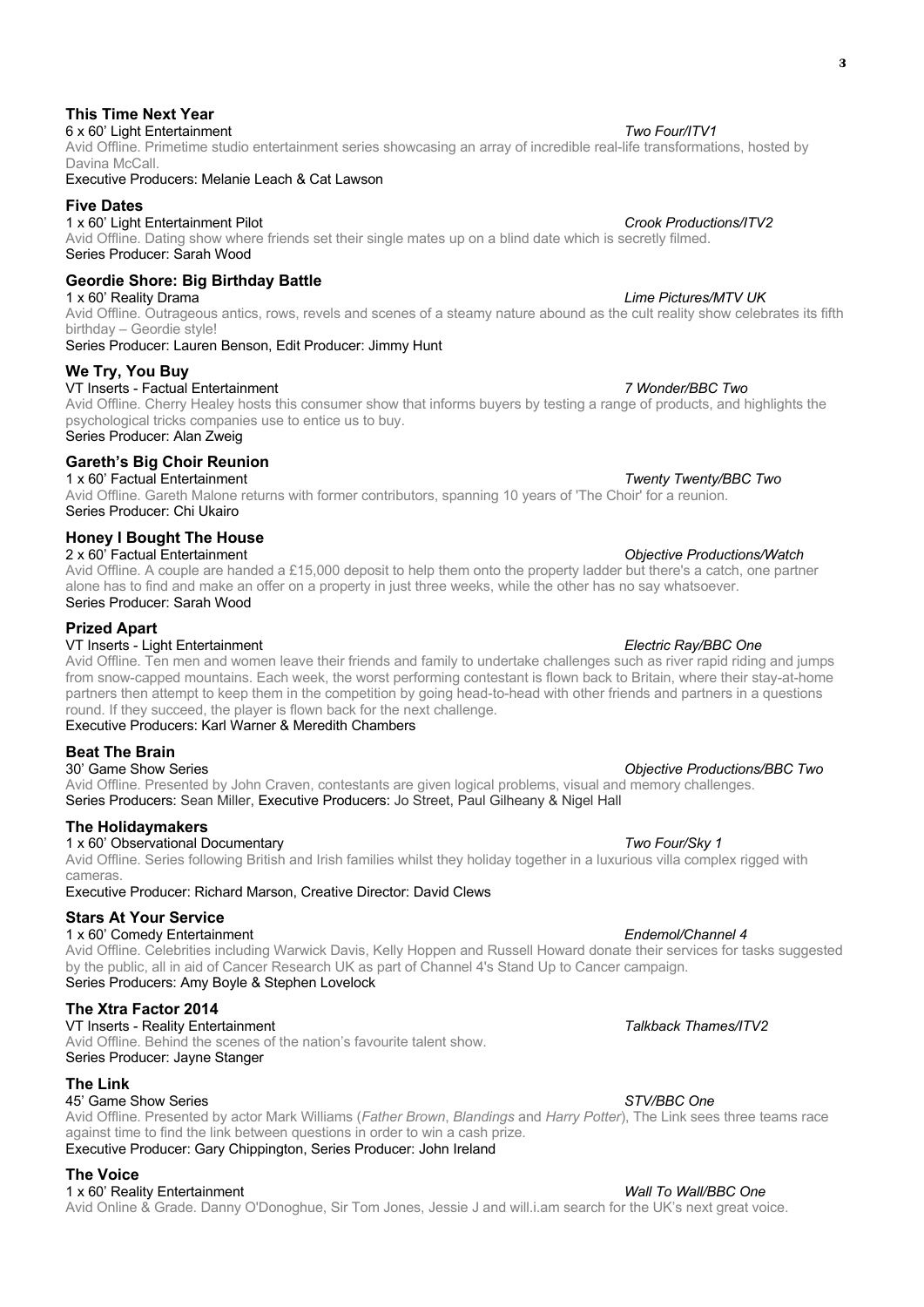### This Time Next Year

6 x 60' Light Entertainment *Two Four/ITV1*

Avid Offline. Primetime studio entertainment series showcasing an array of incredible real-life transformations, hosted by Davina McCall.

Executive Producers: Melanie Leach & Cat Lawson

### Five Dates

1 x 60' Light Entertainment Pilot *Crook Productions/ITV2*

Avid Offline. Dating show where friends set their single mates up on a blind date which is secretly filmed.

Series Producer: Sarah Wood

### Geordie Shore: Big Birthday Battle

1 x 60' Reality Drama *Lime Pictures/MTV UK*

Avid Offline. Outrageous antics, rows, revels and scenes of a steamy nature abound as the cult reality show celebrates its fifth birthday – Geordie style!

Series Producer: Lauren Benson, Edit Producer: Jimmy Hunt

### We Try, You Buy

VT Inserts - Factual Entertainment *7 Wonder/BBC Two*

Avid Offline. Cherry Healey hosts this consumer show that informs buyers by testing a range of products, and highlights the psychological tricks companies use to entice us to buy.

Series Producer: Alan Zweig

### Gareth's Big Choir Reunion

1 x 60' Factual Entertainment *Twenty Twenty/BBC Two*

Avid Offline. Gareth Malone returns with former contributors, spanning 10 years of 'The Choir' for a reunion.

Series Producer: Chi Ukairo

### Honey I Bought The House

2 x 60' Factual Entertainment *Objective Productions/Watch*

Avid Offline. A couple are handed a £15,000 deposit to help them onto the property ladder but there's a catch, one partner alone has to find and make an offer on a property in just three weeks, while the other has no say whatsoever.

Series Producer: Sarah Wood

### Prized Apart

VT Inserts - Light Entertainment *Electric Ray/BBC One*

Avid Offline. Ten men and women leave their friends and family to undertake challenges such as river rapid riding and jumps from snow-capped mountains. Each week, the worst performing contestant is flown back to Britain, where their stay-at-home partners then attempt to keep them in the competition by going head-to-head with other friends and partners in a questions round. If they succeed, the player is flown back for the next challenge.

Executive Producers: Karl Warner & Meredith Chambers

### Beat The Brain

30' Game Show Series *Objective Productions/BBC Two*

Avid Offline. Presented by John Craven, contestants are given logical problems, visual and memory challenges.

Series Producers: Sean Miller, Executive Producers: Jo Street, Paul Gilheany & Nigel Hall

### The Holidaymakers

1 x 60' Observational Documentary *Two Four/Sky 1*

Avid Offline. Series following British and Irish families whilst they holiday together in a luxurious villa complex rigged with cameras.

Executive Producer: Richard Marson, Creative Director: David Clews

### Stars At Your Service

1 x 60' Comedy Entertainment *Endemol/Channel 4*

Avid Offline. Celebrities including Warwick Davis, Kelly Hoppen and Russell Howard donate their services for tasks suggested by the public, all in aid of Cancer Research UK as part of Channel 4's Stand Up to Cancer campaign.

Series Producers: Amy Boyle & Stephen Lovelock

### The Xtra Factor 2014

VT Inserts - Reality Entertainment *Talkback Thames/ITV2*

Avid Offline. Behind the scenes of the nation's favourite talent show.

Series Producer: Jayne Stanger

### The Link

45' Game Show Series *STV/BBC One*

Avid Offline. Presented by actor Mark Williams (*Father Brown*, *Blandings* and *Harry Potter*), The Link sees three teams race against time to find the link between questions in order to win a cash prize.

Executive Producer: Gary Chippington, Series Producer: John Ireland

### The Voice

1 x 60' Reality Entertainment *Wall To Wall/BBC One*

Avid Online & Grade. Danny O'Donoghue, Sir Tom Jones, Jessie J and will.i.am search for the UK's next great voice.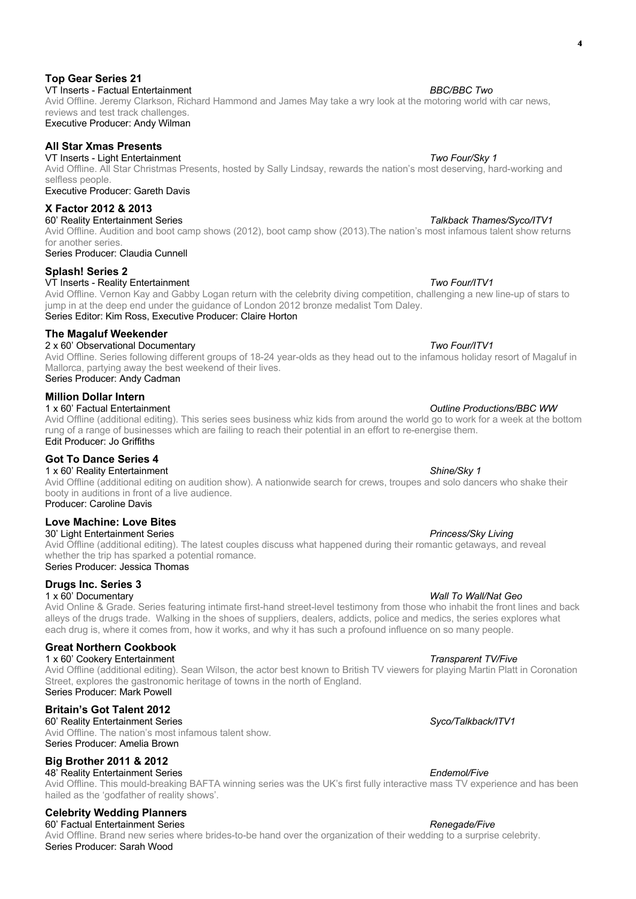### Top Gear Series 21

VT Inserts - Factual Entertainment *BBC/BBC Two*

Avid Offline. Jeremy Clarkson, Richard Hammond and James May take a wry look at the motoring world with car news, reviews and test track challenges.

Executive Producer: Andy Wilman

### All Star Xmas Presents

VT Inserts - Light Entertainment *Two Four/Sky 1*

Avid Offline. All Star Christmas Presents, hosted by Sally Lindsay, rewards the nation's most deserving, hard-working and selfless people.

Executive Producer: Gareth Davis

### X Factor 2012 & 2013

60' Reality Entertainment Series *Talkback Thames/Syco/ITV1*

Avid Offline. Audition and boot camp shows (2012), boot camp show (2013).The nation's most infamous talent show returns for another series.

Series Producer: Claudia Cunnell

### Splash! Series 2

VT Inserts - Reality Entertainment *Two Four/ITV1*

Avid Offline. Vernon Kay and Gabby Logan return with the celebrity diving competition, challenging a new line-up of stars to jump in at the deep end under the guidance of London 2012 bronze medalist Tom Daley.

Series Editor: Kim Ross, Executive Producer: Claire Horton

### The Magaluf Weekender

2 x 60' Observational Documentary *Two Four/ITV1*

Avid Offline. Series following different groups of 18-24 year-olds as they head out to the infamous holiday resort of Magaluf in Mallorca, partying away the best weekend of their lives.

Series Producer: Andy Cadman

### Million Dollar Intern

1 x 60' Factual Entertainment *Outline Productions/BBC WW*

Avid Offline (additional editing). This series sees business whiz kids from around the world go to work for a week at the bottom rung of a range of businesses which are failing to reach their potential in an effort to re-energise them.

Edit Producer: Jo Griffiths

### Got To Dance Series 4

1 x 60' Reality Entertainment *Shine/Sky 1*

Avid Offline (additional editing on audition show). A nationwide search for crews, troupes and solo dancers who shake their booty in auditions in front of a live audience.

Producer: Caroline Davis

### Love Machine: Love Bites

30' Light Entertainment Series *Princess/Sky Living*

Avid Offline (additional editing). The latest couples discuss what happened during their romantic getaways, and reveal whether the trip has sparked a potential romance.

Series Producer: Jessica Thomas

### Drugs Inc. Series 3

1 x 60' Documentary *Wall To Wall/Nat Geo*

Avid Online & Grade. Series featuring intimate first-hand street-level testimony from those who inhabit the front lines and back alleys of the drugs trade. Walking in the shoes of suppliers, dealers, addicts, police and medics, the series explores what each drug is, where it comes from, how it works, and why it has such a profound influence on so many people.

### Great Northern Cookbook

1 x 60' Cookery Entertainment *Transparent TV/Five*

Avid Offline (additional editing). Sean Wilson, the actor best known to British TV viewers for playing Martin Platt in Coronation Street, explores the gastronomic heritage of towns in the north of England.

Series Producer: Mark Powell

### Britain's Got Talent 2012

60' Reality Entertainment Series *Syco/Talkback/ITV1*

Avid Offline. The nation's most infamous talent show.

Series Producer: Amelia Brown

### Big Brother 2011 & 2012

48' Reality Entertainment Series *Endemol/Five*

Avid Offline. This mould-breaking BAFTA winning series was the UK's first fully interactive mass TV experience and has been hailed as the 'godfather of reality shows'.

### Celebrity Wedding Planners

60' Factual Entertainment Series *Renegade/Five*

Avid Offline. Brand new series where brides-to-be hand over the organization of their wedding to a surprise celebrity.

Series Producer: Sarah Wood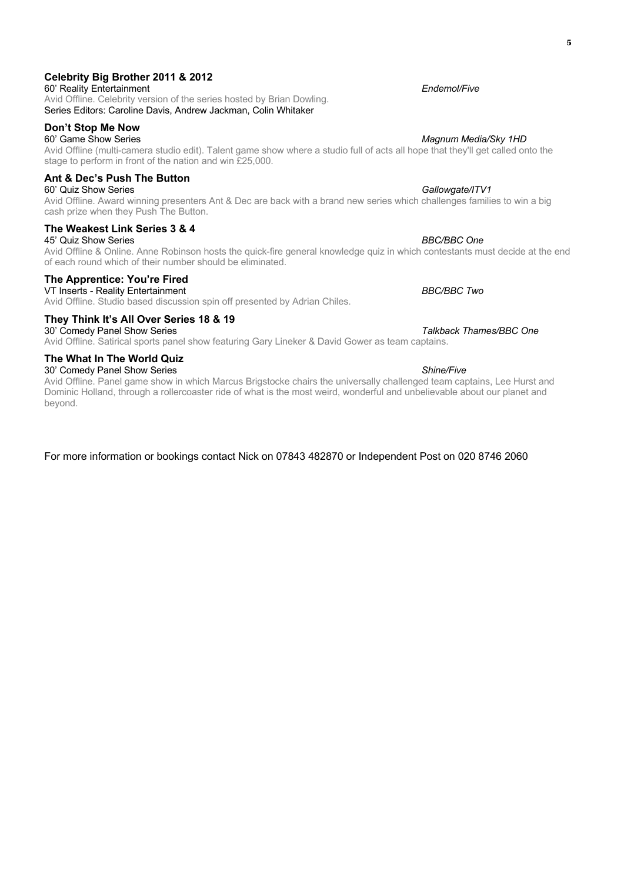### **Celebrity Big Brother 2011 & 2012**

60' Reality Entertainment *Endemol/Five*

Avid Offline. Celebrity version of the series hosted by Brian Dowling.

Series Editors: Caroline Davis, Andrew Jackman, Colin Whitaker

### **Don't Stop Me Now**

60' Game Show Series *Magnum Media/Sky 1HD*

Avid Offline (multi-camera studio edit). Talent game show where a studio full of acts all hope that they'll get called onto the stage to perform in front of the nation and win £25,000.

### **Ant & Dec's Push The Button**

60' Quiz Show Series *Gallowgate/ITV1*

Avid Offline. Award winning presenters Ant & Dec are back with a brand new series which challenges families to win a big cash prize when they Push The Button.

### **The Weakest Link Series 3 & 4**

45' Quiz Show Series *BBC/BBC One*

Avid Offline & Online. Anne Robinson hosts the quick-fire general knowledge quiz in which contestants must decide at the end of each round which of their number should be eliminated.

### **The Apprentice: You're Fired**

VT Inserts - Reality Entertainment *BBC/BBC Two*

Avid Offline. Studio based discussion spin off presented by Adrian Chiles.

### **They Think It's All Over Series 18 & 19**

30' Comedy Panel Show Series *Talkback Thames/BBC One*

Avid Offline. Satirical sports panel show featuring Gary Lineker & David Gower as team captains.

### **The What In The World Quiz**

30' Comedy Panel Show Series *Shine/Five*

Avid Offline. Panel game show in which Marcus Brigstocke chairs the universally challenged team captains, Lee Hurst and Dominic Holland, through a rollercoaster ride of what is the most weird, wonderful and unbelievable about our planet and beyond.

For more information or bookings contact Nick on 07843 482870 or Independent Post on 020 8746 2060